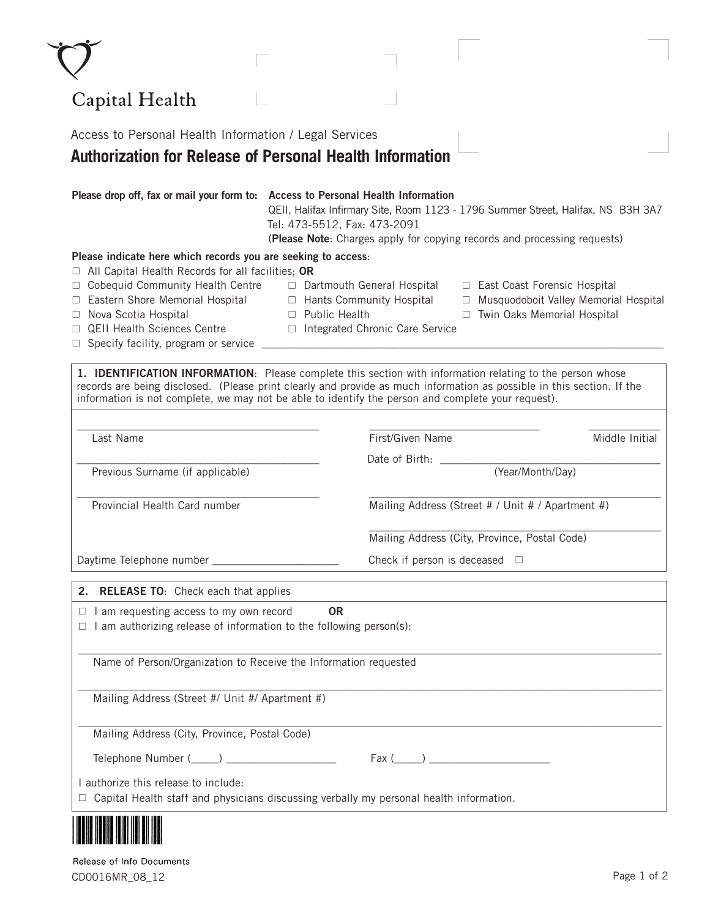Capital Health

Access to Personal Health Information / Legal Services

# Authorization for Release of Personal Health Information

**Please drop off, fax or mail your form to:** **Access to Personal Health Information**
QEII, Halifax Infirmary Site, Room 1123 - 1796 Summer Street, Halifax, NS B3H 3A7
Tel: 473-5512, Fax: 473-2091
(**Please Note**: Charges apply for copying records and processing requests)

**Please indicate here which records you are seeking to access**:

- ☐ All Capital Health Records for all facilities; **OR**
- ☐ Cobequid Community Health Centre
- ☐ Dartmouth General Hospital
- ☐ East Coast Forensic Hospital
- ☐ Eastern Shore Memorial Hospital
- ☐ Hants Community Hospital
- ☐ Musquodoboit Valley Memorial Hospital
- ☐ Nova Scotia Hospital
- ☐ Public Health
- ☐ Twin Oaks Memorial Hospital
- ☐ QEII Health Sciences Centre
- ☐ Integrated Chronic Care Service
- ☐ Specify facility, program or service ______________________________

## 1. IDENTIFICATION INFORMATION

**1. IDENTIFICATION INFORMATION**: Please complete this section with information relating to the person whose records are being disclosed. (Please print clearly and provide as much information as possible in this section. If the information is not complete, we may not be able to identify the person and complete your request).

______________________________
Last Name

______________________________
First/Given Name

__________
Middle Initial

______________________________
Previous Surname (if applicable)

Date of Birth: ______________________________
(Year/Month/Day)

______________________________
Provincial Health Card number

______________________________
Mailing Address (Street # / Unit # / Apartment #)

______________________________
Mailing Address (City, Province, Postal Code)

Daytime Telephone number ____________________

Check if person is deceased ☐

## 2. RELEASE TO

**2. RELEASE TO**: Check each that applies

- ☐ I am requesting access to my own record **OR**
- ☐ I am authorizing release of information to the following person(s):

______________________________
Name of Person/Organization to Receive the Information requested

______________________________
Mailing Address (Street #/ Unit #/ Apartment #)

______________________________
Mailing Address (City, Province, Postal Code)

Telephone Number (_____) ____________________ Fax (_____) ____________________

I authorize this release to include:

- ☐ Capital Health staff and physicians discussing verbally my personal health information.

Release of Info Documents
CD0016MR_08_12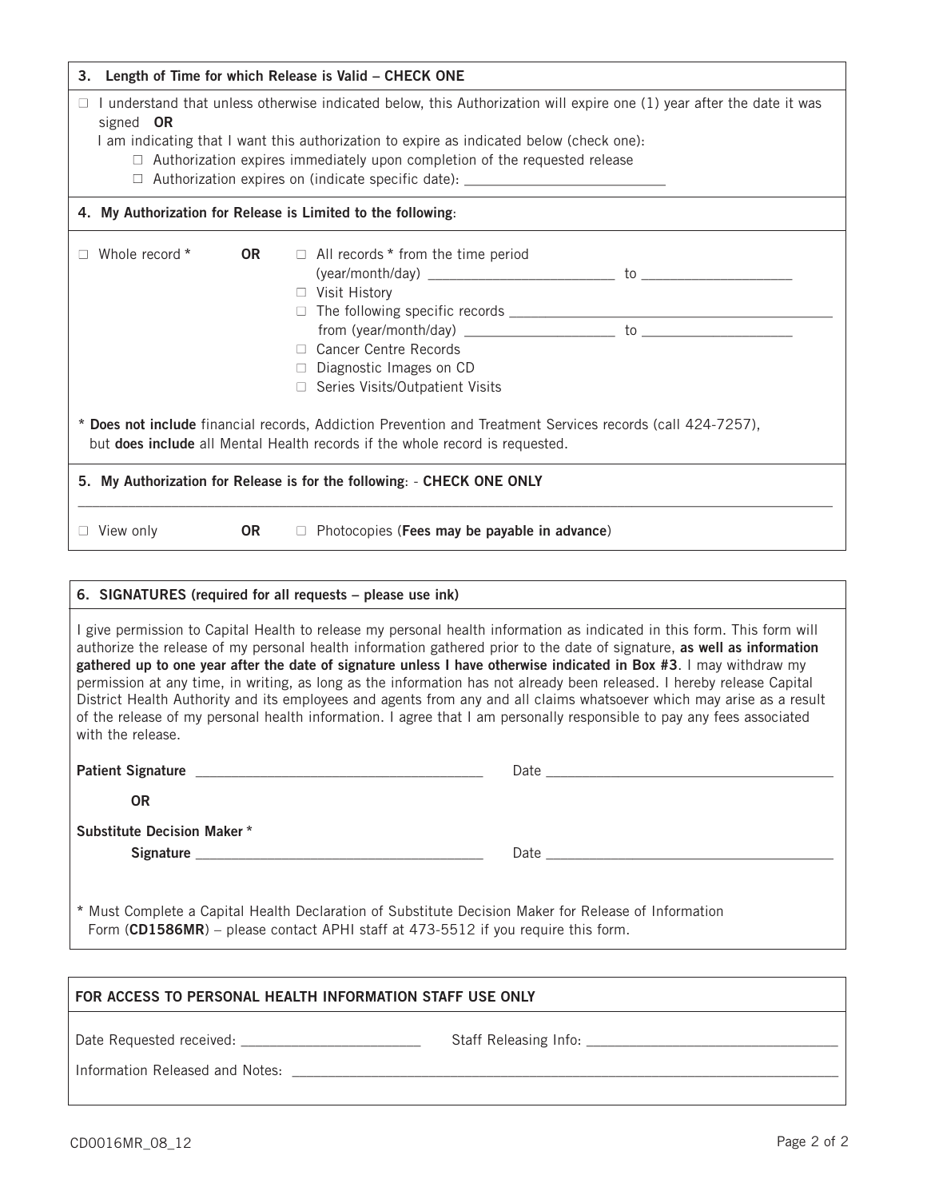### 3. Length of Time for which Release is Valid – CHECK ONE

☐ I understand that unless otherwise indicated below, this Authorization will expire one (1) year after the date it was signed **OR**

I am indicating that I want this authorization to expire as indicated below (check one):

- ☐ Authorization expires immediately upon completion of the requested release
- ☐ Authorization expires on (indicate specific date): ___________________________

### 4. My Authorization for Release is Limited to the following:

☐ Whole record * **OR**

- ☐ All records * from the time period (year/month/day) __________________________ to ____________________
- ☐ Visit History
- ☐ The following specific records ______________________________________________ from (year/month/day) ____________________ to ____________________
- ☐ Cancer Centre Records
- ☐ Diagnostic Images on CD
- ☐ Series Visits/Outpatient Visits

* **Does not include** financial records, Addiction Prevention and Treatment Services records (call 424-7257), but **does include** all Mental Health records if the whole record is requested.

### 5. My Authorization for Release is for the following: - CHECK ONE ONLY

☐ View only **OR** ☐ Photocopies (**Fees may be payable in advance**)

### 6. SIGNATURES (required for all requests – please use ink)

I give permission to Capital Health to release my personal health information as indicated in this form. This form will authorize the release of my personal health information gathered prior to the date of signature, **as well as information gathered up to one year after the date of signature unless I have otherwise indicated in Box #3**. I may withdraw my permission at any time, in writing, as long as the information has not already been released. I hereby release Capital District Health Authority and its employees and agents from any and all claims whatsoever which may arise as a result of the release of my personal health information. I agree that I am personally responsible to pay any fees associated with the release.

**Patient Signature** ______________________________________ Date ________________________________________

**OR**

**Substitute Decision Maker** *
**Signature** ______________________________________ Date ________________________________________

* Must Complete a Capital Health Declaration of Substitute Decision Maker for Release of Information Form (**CD1586MR**) – please contact APHI staff at 473-5512 if you require this form.

### FOR ACCESS TO PERSONAL HEALTH INFORMATION STAFF USE ONLY

Date Requested received: ________________________ Staff Releasing Info: __________________________________

Information Released and Notes: ________________________________________________________________________

CD0016MR_08_12